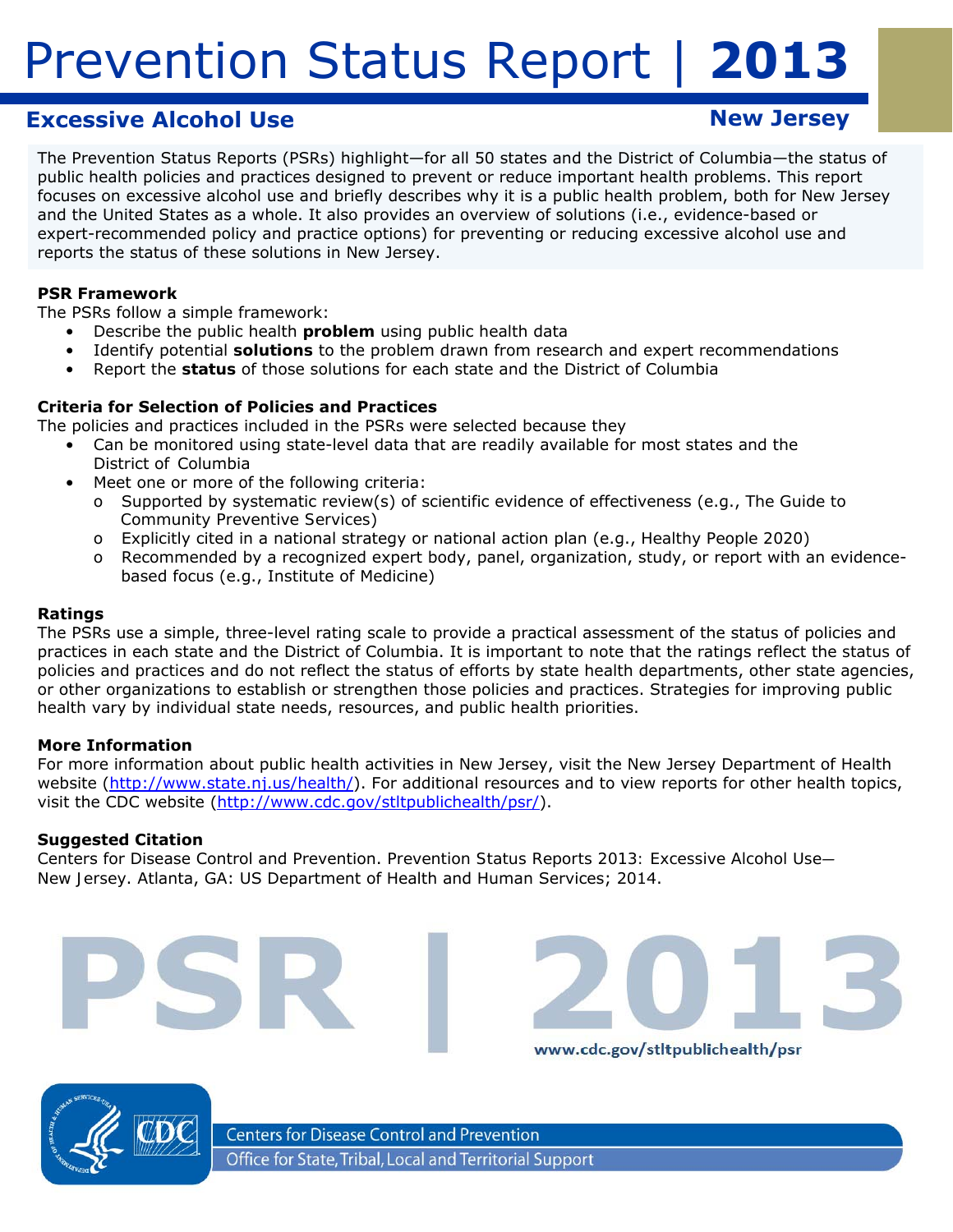# Prevention Status Report | 2013

## Excessive Alcohol Use

**New Jersey**

The Prevention Status Reports (PSRs) highlight—for all 50 states and the District of Columbia—the status of public health policies and practices designed to prevent or reduce important health problems. This report focuses on excessive alcohol use and briefly describes why it is a public health problem, both for New Jersey and the United States as a whole. It also provides an overview of solutions (i.e., evidence-based or expert-recommended policy and practice options) for preventing or reducing excessive alcohol use and reports the status of these solutions in New Jersey.

### PSR Framework

The PSRs follow a simple framework:

- Describe the public health **problem** using public health data
- Identify potential **solutions** to the problem drawn from research and expert recommendations
- Report the **status** of those solutions for each state and the District of Columbia

### Criteria for Selection of Policies and Practices

The policies and practices included in the PSRs were selected because they

- Can be monitored using state-level data that are readily available for most states and the District of Columbia
- Meet one or more of the following criteria:
  - Supported by systematic review(s) of scientific evidence of effectiveness (e.g., The Guide to Community Preventive Services)
  - Explicitly cited in a national strategy or national action plan (e.g., Healthy People 2020)
  - Recommended by a recognized expert body, panel, organization, study, or report with an evidence-based focus (e.g., Institute of Medicine)

### Ratings

The PSRs use a simple, three-level rating scale to provide a practical assessment of the status of policies and practices in each state and the District of Columbia. It is important to note that the ratings reflect the status of policies and practices and do not reflect the status of efforts by state health departments, other state agencies, or other organizations to establish or strengthen those policies and practices. Strategies for improving public health vary by individual state needs, resources, and public health priorities.

### More Information

For more information about public health activities in New Jersey, visit the New Jersey Department of Health website (http://www.state.nj.us/health/). For additional resources and to view reports for other health topics, visit the CDC website (http://www.cdc.gov/stltpublichealth/psr/).

### Suggested Citation

Centers for Disease Control and Prevention. Prevention Status Reports 2013: Excessive Alcohol Use—New Jersey. Atlanta, GA: US Department of Health and Human Services; 2014.

PSR | 2013

www.cdc.gov/stltpublichealth/psr

Centers for Disease Control and Prevention

Office for State, Tribal, Local and Territorial Support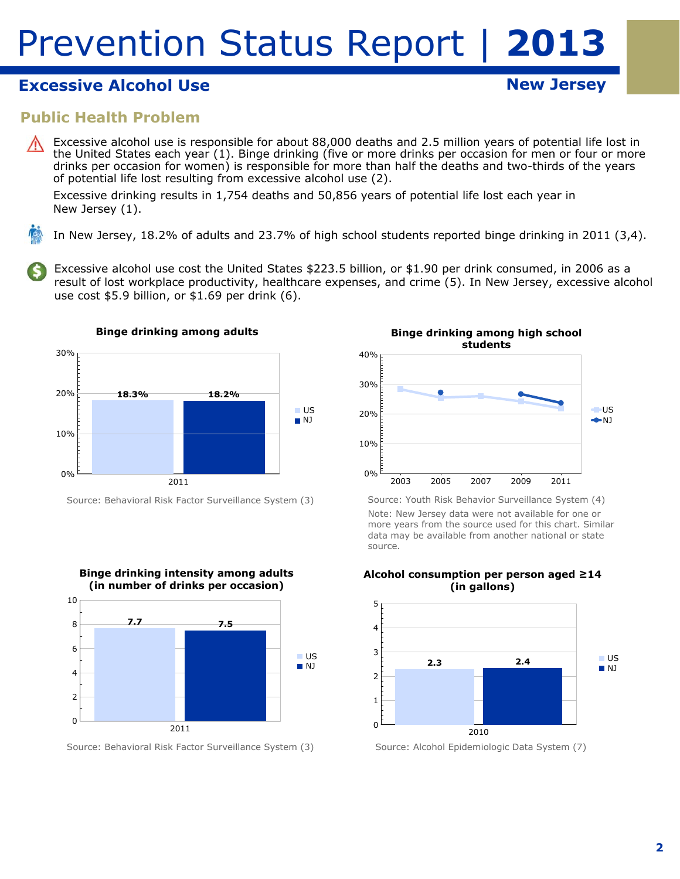# Prevention Status Report | **2013**

## Excessive Alcohol Use

**New Jersey**

### Public Health Problem

Excessive alcohol use is responsible for about 88,000 deaths and 2.5 million years of potential life lost in the United States each year (1). Binge drinking (five or more drinks per occasion for men or four or more drinks per occasion for women) is responsible for more than half the deaths and two-thirds of the years of potential life lost resulting from excessive alcohol use (2).

Excessive drinking results in 1,754 deaths and 50,856 years of potential life lost each year in New Jersey (1).

In New Jersey, 18.2% of adults and 23.7% of high school students reported binge drinking in 2011 (3,4).

Excessive alcohol use cost the United States $223.5 billion, or $1.90 per drink consumed, in 2006 as a result of lost workplace productivity, healthcare expenses, and crime (5). In New Jersey, excessive alcohol use cost $5.9 billion, or $1.69 per drink (6).

**Binge drinking among adults**

| | US | NJ |
|---|---|---|
| 2011 | 18.3% | 18.2% |

Source: Behavioral Risk Factor Surveillance System (3)

**Binge drinking among high school students**

Source: Youth Risk Behavior Surveillance System (4)

Note: New Jersey data were not available for one or more years from the source used for this chart. Similar data may be available from another national or state source.

**Binge drinking intensity among adults (in number of drinks per occasion)**

| | US | NJ |
|---|---|---|
| 2011 | 7.7 | 7.5 |

Source: Behavioral Risk Factor Surveillance System (3)

**Alcohol consumption per person aged ≥14 (in gallons)**

| | US | NJ |
|---|---|---|
| 2010 | 2.3 | 2.4 |

Source: Alcohol Epidemiologic Data System (7)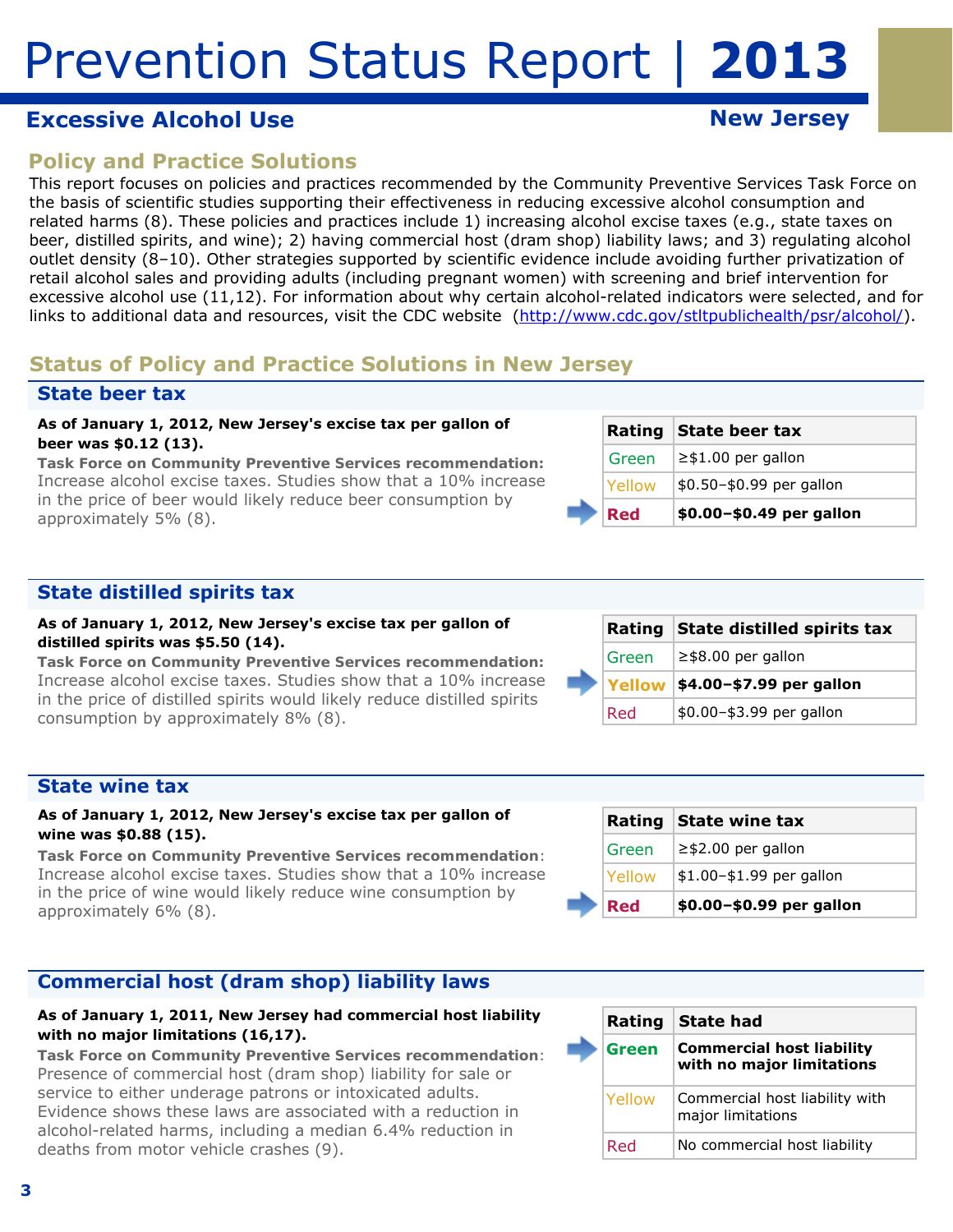# Prevention Status Report | 2013

## Excessive Alcohol Use

## New Jersey

### Policy and Practice Solutions

This report focuses on policies and practices recommended by the Community Preventive Services Task Force on the basis of scientific studies supporting their effectiveness in reducing excessive alcohol consumption and related harms (8). These policies and practices include 1) increasing alcohol excise taxes (e.g., state taxes on beer, distilled spirits, and wine); 2) having commercial host (dram shop) liability laws; and 3) regulating alcohol outlet density (8–10). Other strategies supported by scientific evidence include avoiding further privatization of retail alcohol sales and providing adults (including pregnant women) with screening and brief intervention for excessive alcohol use (11,12). For information about why certain alcohol-related indicators were selected, and for links to additional data and resources, visit the CDC website (http://www.cdc.gov/stltpublichealth/psr/alcohol/).

### Status of Policy and Practice Solutions in New Jersey

#### State beer tax

**As of January 1, 2012, New Jersey's excise tax per gallon of beer was $0.12 (13).**

**Task Force on Community Preventive Services recommendation:** Increase alcohol excise taxes. Studies show that a 10% increase in the price of beer would likely reduce beer consumption by approximately 5% (8).

| Rating | State beer tax |
|---|---|
| Green | ≥$1.00 per gallon |
| Yellow | $0.50–$0.99 per gallon |
| **Red** | **$0.00–$0.49 per gallon** |

#### State distilled spirits tax

**As of January 1, 2012, New Jersey's excise tax per gallon of distilled spirits was $5.50 (14).**

**Task Force on Community Preventive Services recommendation:** Increase alcohol excise taxes. Studies show that a 10% increase in the price of distilled spirits would likely reduce distilled spirits consumption by approximately 8% (8).

| Rating | State distilled spirits tax |
|---|---|
| Green | ≥$8.00 per gallon |
| **Yellow** | **$4.00–$7.99 per gallon** |
| Red | $0.00–$3.99 per gallon |

#### State wine tax

**As of January 1, 2012, New Jersey's excise tax per gallon of wine was $0.88 (15).**

**Task Force on Community Preventive Services recommendation**: Increase alcohol excise taxes. Studies show that a 10% increase in the price of wine would likely reduce wine consumption by approximately 6% (8).

| Rating | State wine tax |
|---|---|
| Green | ≥$2.00 per gallon |
| Yellow | $1.00–$1.99 per gallon |
| **Red** | **$0.00–$0.99 per gallon** |

#### Commercial host (dram shop) liability laws

**As of January 1, 2011, New Jersey had commercial host liability with no major limitations (16,17).**

**Task Force on Community Preventive Services recommendation**: Presence of commercial host (dram shop) liability for sale or service to either underage patrons or intoxicated adults. Evidence shows these laws are associated with a reduction in alcohol-related harms, including a median 6.4% reduction in deaths from motor vehicle crashes (9).

| Rating | State had |
|---|---|
| **Green** | **Commercial host liability with no major limitations** |
| Yellow | Commercial host liability with major limitations |
| Red | No commercial host liability |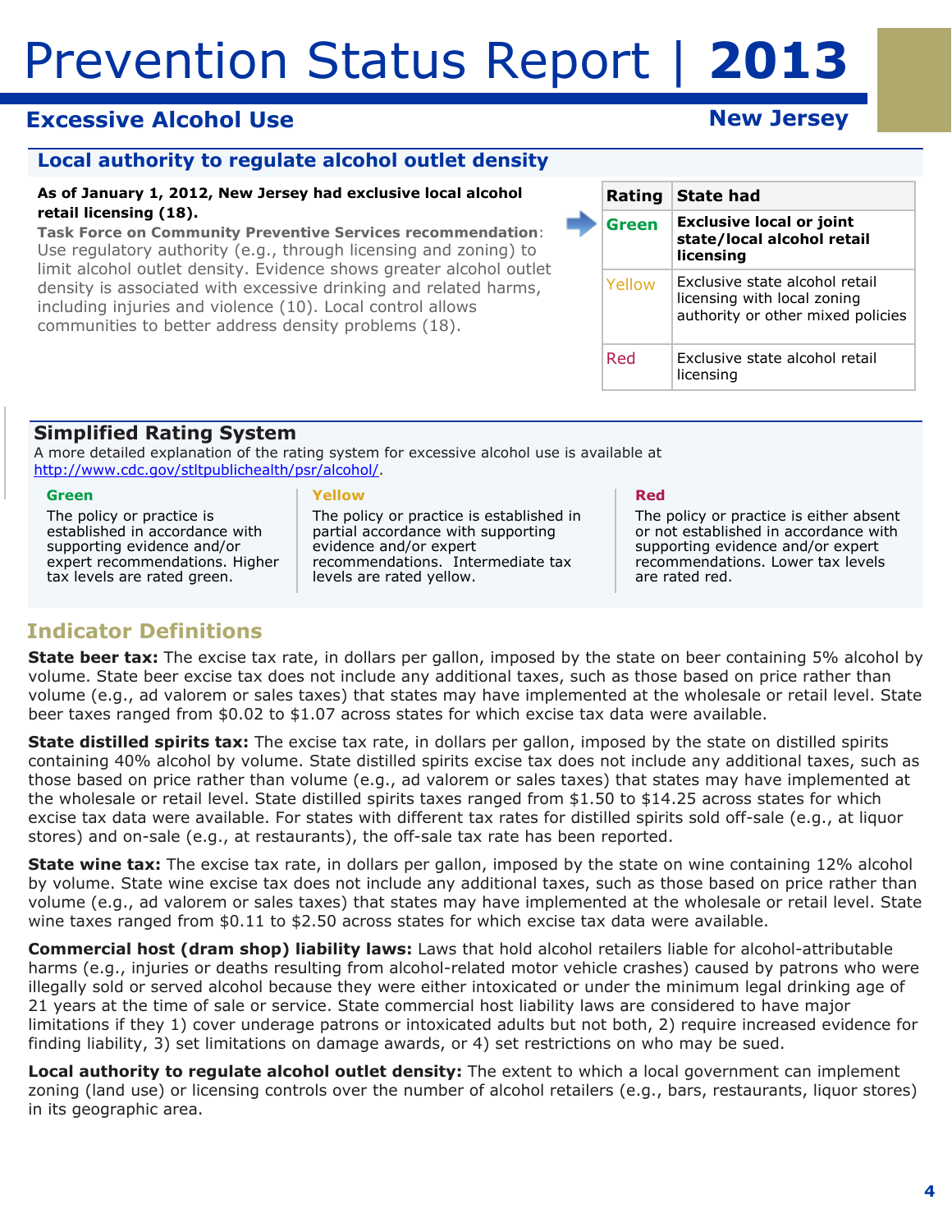# Prevention Status Report | 2013

## Excessive Alcohol Use

New Jersey

### Local authority to regulate alcohol outlet density

**As of January 1, 2012, New Jersey had exclusive local alcohol retail licensing (18).**

**Task Force on Community Preventive Services recommendation**: Use regulatory authority (e.g., through licensing and zoning) to limit alcohol outlet density. Evidence shows greater alcohol outlet density is associated with excessive drinking and related harms, including injuries and violence (10). Local control allows communities to better address density problems (18).

| Rating | State had |
|---|---|
| **Green** | **Exclusive local or joint state/local alcohol retail licensing** |
| Yellow | Exclusive state alcohol retail licensing with local zoning authority or other mixed policies |
| Red | Exclusive state alcohol retail licensing |

### Simplified Rating System

A more detailed explanation of the rating system for excessive alcohol use is available at http://www.cdc.gov/stltpublichealth/psr/alcohol/.

**Green**

The policy or practice is established in accordance with supporting evidence and/or expert recommendations. Higher tax levels are rated green.

**Yellow**

The policy or practice is established in partial accordance with supporting evidence and/or expert recommendations. Intermediate tax levels are rated yellow.

**Red**

The policy or practice is either absent or not established in accordance with supporting evidence and/or expert recommendations. Lower tax levels are rated red.

## Indicator Definitions

**State beer tax:** The excise tax rate, in dollars per gallon, imposed by the state on beer containing 5% alcohol by volume. State beer excise tax does not include any additional taxes, such as those based on price rather than volume (e.g., ad valorem or sales taxes) that states may have implemented at the wholesale or retail level. State beer taxes ranged from $0.02 to $1.07 across states for which excise tax data were available.

**State distilled spirits tax:** The excise tax rate, in dollars per gallon, imposed by the state on distilled spirits containing 40% alcohol by volume. State distilled spirits excise tax does not include any additional taxes, such as those based on price rather than volume (e.g., ad valorem or sales taxes) that states may have implemented at the wholesale or retail level. State distilled spirits taxes ranged from $1.50 to $14.25 across states for which excise tax data were available. For states with different tax rates for distilled spirits sold off-sale (e.g., at liquor stores) and on-sale (e.g., at restaurants), the off-sale tax rate has been reported.

**State wine tax:** The excise tax rate, in dollars per gallon, imposed by the state on wine containing 12% alcohol by volume. State wine excise tax does not include any additional taxes, such as those based on price rather than volume (e.g., ad valorem or sales taxes) that states may have implemented at the wholesale or retail level. State wine taxes ranged from $0.11 to $2.50 across states for which excise tax data were available.

**Commercial host (dram shop) liability laws:** Laws that hold alcohol retailers liable for alcohol-attributable harms (e.g., injuries or deaths resulting from alcohol-related motor vehicle crashes) caused by patrons who were illegally sold or served alcohol because they were either intoxicated or under the minimum legal drinking age of 21 years at the time of sale or service. State commercial host liability laws are considered to have major limitations if they 1) cover underage patrons or intoxicated adults but not both, 2) require increased evidence for finding liability, 3) set limitations on damage awards, or 4) set restrictions on who may be sued.

**Local authority to regulate alcohol outlet density:** The extent to which a local government can implement zoning (land use) or licensing controls over the number of alcohol retailers (e.g., bars, restaurants, liquor stores) in its geographic area.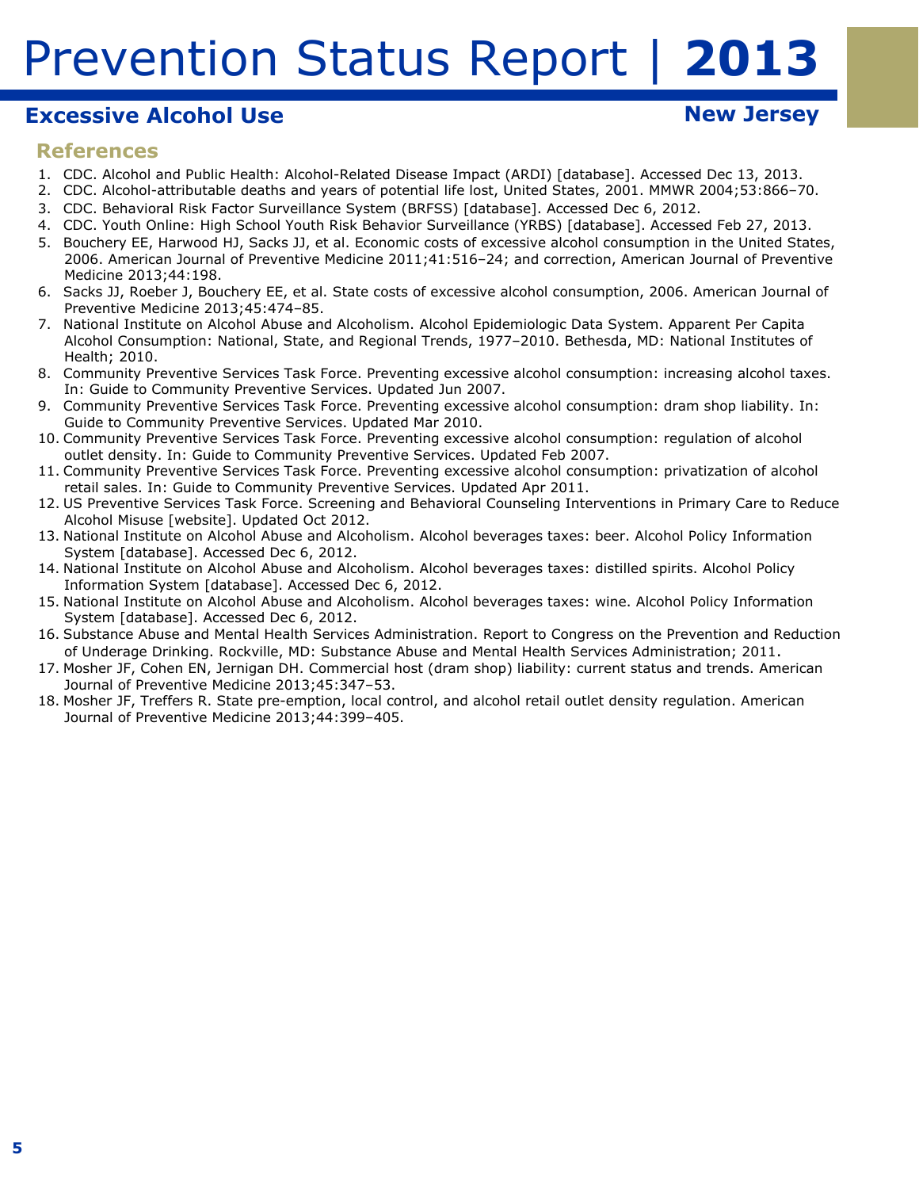# Prevention Status Report | **2013**

## Excessive Alcohol Use — New Jersey

### References

1. CDC. Alcohol and Public Health: Alcohol-Related Disease Impact (ARDI) [database]. Accessed Dec 13, 2013.
2. CDC. Alcohol-attributable deaths and years of potential life lost, United States, 2001. MMWR 2004;53:866–70.
3. CDC. Behavioral Risk Factor Surveillance System (BRFSS) [database]. Accessed Dec 6, 2012.
4. CDC. Youth Online: High School Youth Risk Behavior Surveillance (YRBS) [database]. Accessed Feb 27, 2013.
5. Bouchery EE, Harwood HJ, Sacks JJ, et al. Economic costs of excessive alcohol consumption in the United States, 2006. American Journal of Preventive Medicine 2011;41:516–24; and correction, American Journal of Preventive Medicine 2013;44:198.
6. Sacks JJ, Roeber J, Bouchery EE, et al. State costs of excessive alcohol consumption, 2006. American Journal of Preventive Medicine 2013;45:474–85.
7. National Institute on Alcohol Abuse and Alcoholism. Alcohol Epidemiologic Data System. Apparent Per Capita Alcohol Consumption: National, State, and Regional Trends, 1977–2010. Bethesda, MD: National Institutes of Health; 2010.
8. Community Preventive Services Task Force. Preventing excessive alcohol consumption: increasing alcohol taxes. In: Guide to Community Preventive Services. Updated Jun 2007.
9. Community Preventive Services Task Force. Preventing excessive alcohol consumption: dram shop liability. In: Guide to Community Preventive Services. Updated Mar 2010.
10. Community Preventive Services Task Force. Preventing excessive alcohol consumption: regulation of alcohol outlet density. In: Guide to Community Preventive Services. Updated Feb 2007.
11. Community Preventive Services Task Force. Preventing excessive alcohol consumption: privatization of alcohol retail sales. In: Guide to Community Preventive Services. Updated Apr 2011.
12. US Preventive Services Task Force. Screening and Behavioral Counseling Interventions in Primary Care to Reduce Alcohol Misuse [website]. Updated Oct 2012.
13. National Institute on Alcohol Abuse and Alcoholism. Alcohol beverages taxes: beer. Alcohol Policy Information System [database]. Accessed Dec 6, 2012.
14. National Institute on Alcohol Abuse and Alcoholism. Alcohol beverages taxes: distilled spirits. Alcohol Policy Information System [database]. Accessed Dec 6, 2012.
15. National Institute on Alcohol Abuse and Alcoholism. Alcohol beverages taxes: wine. Alcohol Policy Information System [database]. Accessed Dec 6, 2012.
16. Substance Abuse and Mental Health Services Administration. Report to Congress on the Prevention and Reduction of Underage Drinking. Rockville, MD: Substance Abuse and Mental Health Services Administration; 2011.
17. Mosher JF, Cohen EN, Jernigan DH. Commercial host (dram shop) liability: current status and trends. American Journal of Preventive Medicine 2013;45:347–53.
18. Mosher JF, Treffers R. State pre-emption, local control, and alcohol retail outlet density regulation. American Journal of Preventive Medicine 2013;44:399–405.